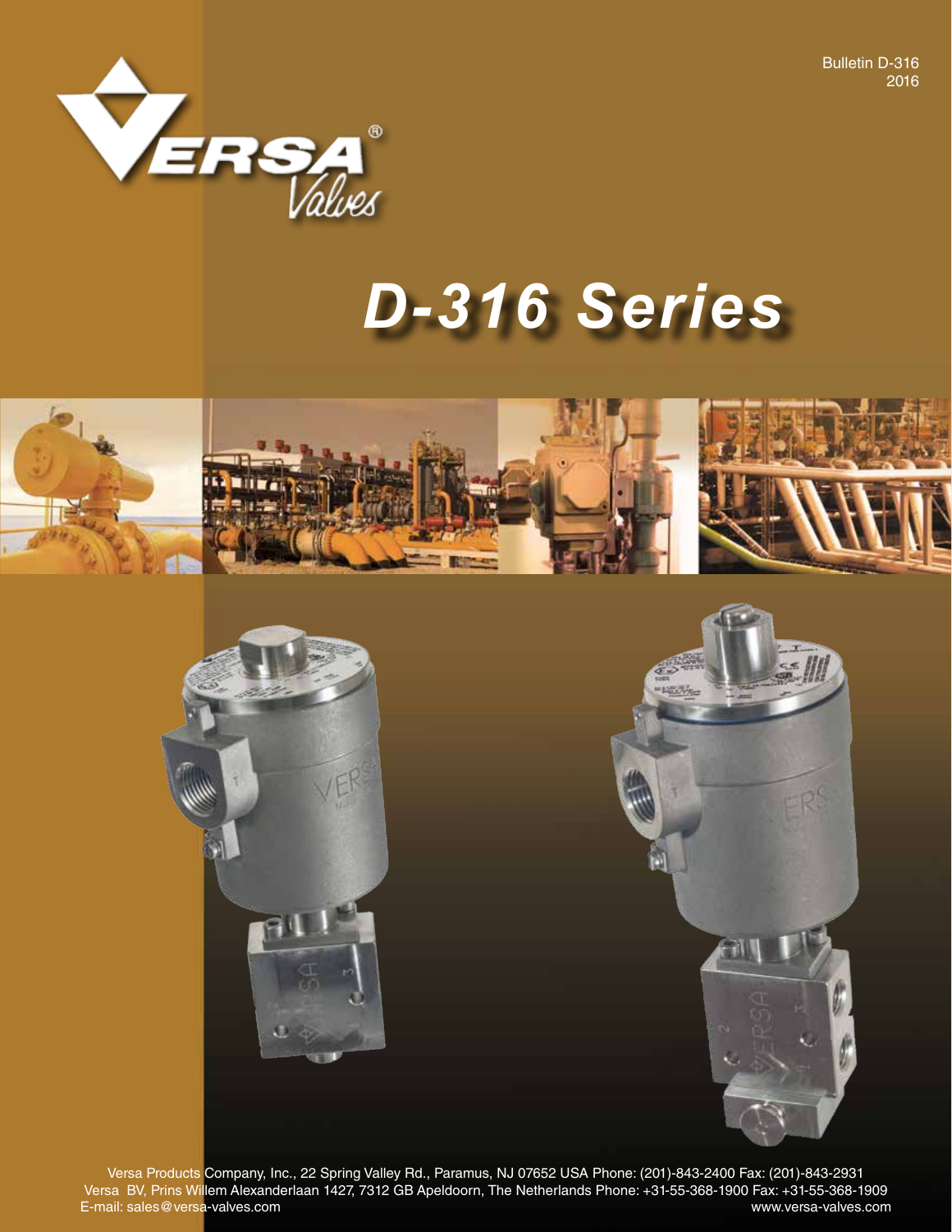Bulletin D-316
2016

# D-316 Series

Versa Products Company, Inc., 22 Spring Valley Rd., Paramus, NJ 07652 USA Phone: (201)-843-2400 Fax: (201)-843-2931
Versa BV, Prins Willem Alexanderlaan 1427, 7312 GB Apeldoorn, The Netherlands Phone: +31-55-368-1900 Fax: +31-55-368-1909
E-mail: sales@versa-valves.com www.versa-valves.com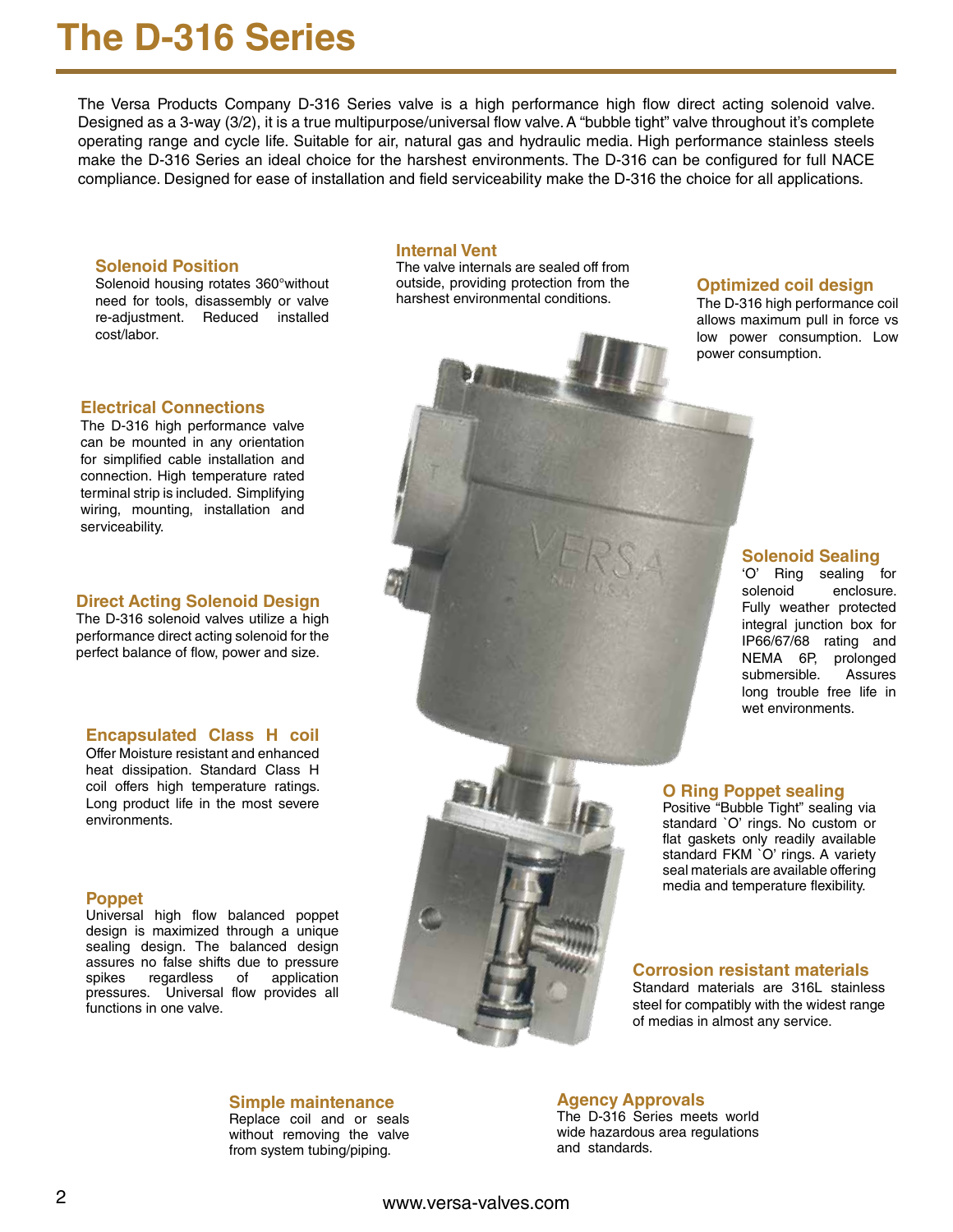# The D-316 Series

The Versa Products Company D-316 Series valve is a high performance high flow direct acting solenoid valve. Designed as a 3-way (3/2), it is a true multipurpose/universal flow valve. A "bubble tight" valve throughout it's complete operating range and cycle life. Suitable for air, natural gas and hydraulic media. High performance stainless steels make the D-316 Series an ideal choice for the harshest environments. The D-316 can be configured for full NACE compliance. Designed for ease of installation and field serviceability make the D-316 the choice for all applications.

### Solenoid Position

Solenoid housing rotates 360°without need for tools, disassembly or valve re-adjustment. Reduced installed cost/labor.

### Internal Vent

The valve internals are sealed off from outside, providing protection from the harshest environmental conditions.

### Optimized coil design

The D-316 high performance coil allows maximum pull in force vs low power consumption. Low power consumption.

### Electrical Connections

The D-316 high performance valve can be mounted in any orientation for simplified cable installation and connection. High temperature rated terminal strip is included. Simplifying wiring, mounting, installation and serviceability.

### Solenoid Sealing

'O' Ring sealing for solenoid enclosure. Fully weather protected integral junction box for IP66/67/68 rating and NEMA 6P, prolonged submersible. Assures long trouble free life in wet environments.

### Direct Acting Solenoid Design

The D-316 solenoid valves utilize a high performance direct acting solenoid for the perfect balance of flow, power and size.

### Encapsulated Class H coil

Offer Moisture resistant and enhanced heat dissipation. Standard Class H coil offers high temperature ratings. Long product life in the most severe environments.

### O Ring Poppet sealing

Positive "Bubble Tight" sealing via standard `O' rings. No custom or flat gaskets only readily available standard FKM `O' rings. A variety seal materials are available offering media and temperature flexibility.

### Poppet

Universal high flow balanced poppet design is maximized through a unique sealing design. The balanced design assures no false shifts due to pressure spikes regardless of application pressures. Universal flow provides all functions in one valve.

### Corrosion resistant materials

Standard materials are 316L stainless steel for compatibly with the widest range of medias in almost any service.

### Simple maintenance

Replace coil and or seals without removing the valve from system tubing/piping.

### Agency Approvals

The D-316 Series meets world wide hazardous area regulations and standards.

www.versa-valves.com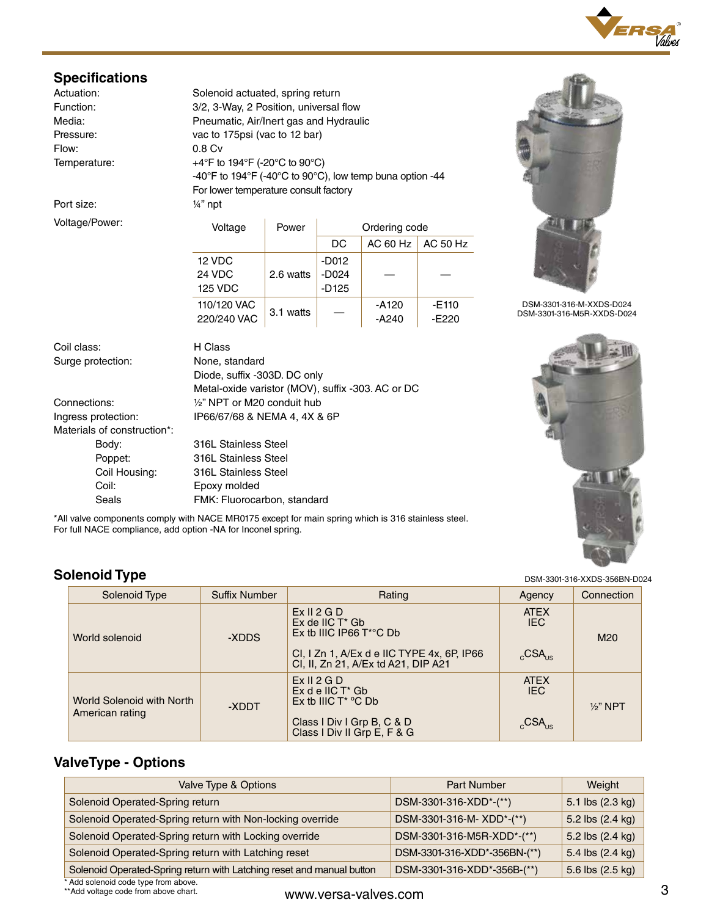## Specifications

| | |
|---|---|
| Actuation: | Solenoid actuated, spring return |
| Function: | 3/2, 3-Way, 2 Position, universal flow |
| Media: | Pneumatic, Air/Inert gas and Hydraulic |
| Pressure: | vac to 175psi (vac to 12 bar) |
| Flow: | 0.8 Cv |
| Temperature: | +4°F to 194°F (-20°C to 90°C)<br>-40°F to 194°F (-40°C to 90°C), low temp buna option -44<br>For lower temperature consult factory |
| Port size: | ¼" npt |

Voltage/Power:

| Voltage | Power | Ordering code | | |
|---|---|---|---|---|
| | | DC | AC 60 Hz | AC 50 Hz |
| 12 VDC<br>24 VDC<br>125 VDC | 2.6 watts | -D012<br>-D024<br>-D125 | — | — |
| 110/120 VAC<br>220/240 VAC | 3.1 watts | — | -A120<br>-A240 | -E110<br>-E220 |

| | |
|---|---|
| Coil class: | H Class |
| Surge protection: | None, standard<br>Diode, suffix -303D. DC only<br>Metal-oxide varistor (MOV), suffix -303. AC or DC |
| Connections: | ½" NPT or M20 conduit hub |
| Ingress protection: | IP66/67/68 & NEMA 4, 4X & 6P |
| Materials of construction*: | |
| Body: | 316L Stainless Steel |
| Poppet: | 316L Stainless Steel |
| Coil Housing: | 316L Stainless Steel |
| Coil: | Epoxy molded |
| Seals | FMK: Fluorocarbon, standard |

*All valve components comply with NACE MR0175 except for main spring which is 316 stainless steel. For full NACE compliance, add option -NA for Inconel spring.

DSM-3301-316-M-XXDS-D024
DSM-3301-316-M5R-XXDS-D024

DSM-3301-316-XXDS-356BN-D024

## Solenoid Type

| Solenoid Type | Suffix Number | Rating | Agency | Connection |
|---|---|---|---|---|
| World solenoid | -XDDS | Ex II 2 G D<br>Ex de IIC T* Gb<br>Ex tb IIIC IP66 T*°C Db<br><br>Cl, I Zn 1, A/Ex d e IIC TYPE 4x, 6P, IP66<br>Cl, II, Zn 21, A/Ex td A21, DIP A21 | ATEX<br>IEC<br><br>cCSAus | M20 |
| World Solenoid with North American rating | -XDDT | Ex II 2 G D<br>Ex d e IIC T* Gb<br>Ex tb IIIC T* °C Db<br><br>Class I Div I Grp B, C & D<br>Class I Div II Grp E, F & G | ATEX<br>IEC<br><br>cCSAus | ½" NPT |

## ValveType - Options

| Valve Type & Options | Part Number | Weight |
|---|---|---|
| Solenoid Operated-Spring return | DSM-3301-316-XDD*-(**) | 5.1 lbs (2.3 kg) |
| Solenoid Operated-Spring return with Non-locking override | DSM-3301-316-M- XDD*-(**) | 5.2 lbs (2.4 kg) |
| Solenoid Operated-Spring return with Locking override | DSM-3301-316-M5R-XDD*-(**) | 5.2 lbs (2.4 kg) |
| Solenoid Operated-Spring return with Latching reset | DSM-3301-316-XDD*-356BN-(**) | 5.4 lbs (2.4 kg) |
| Solenoid Operated-Spring return with Latching reset and manual button | DSM-3301-316-XDD*-356B-(**) | 5.6 lbs (2.5 kg) |

* Add solenoid code type from above.
**Add voltage code from above chart.

www.versa-valves.com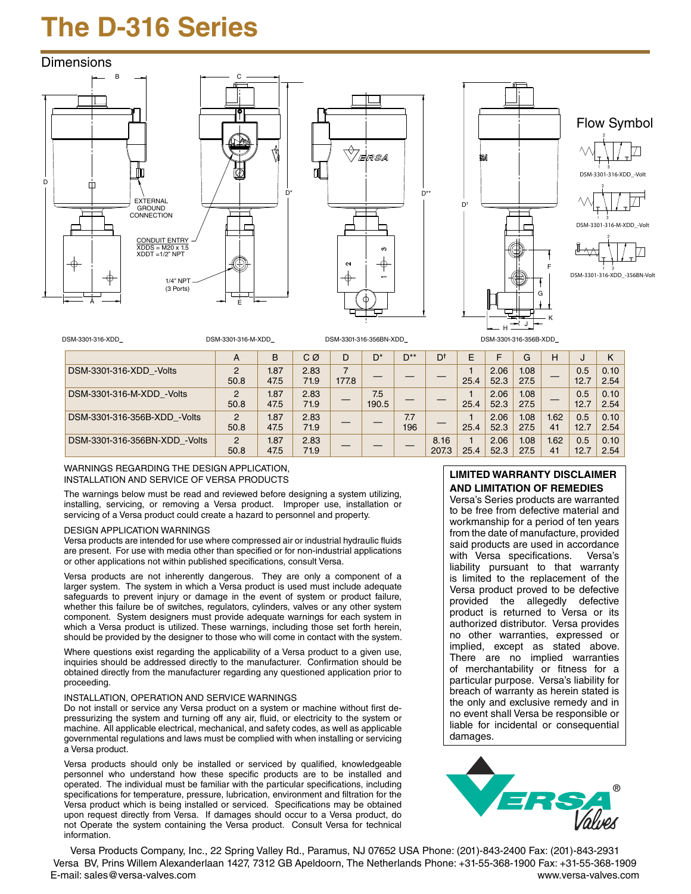# The D-316 Series

## Dimensions

B

C

D

D*

D**

D†

EXTERNAL GROUND CONNECTION

CONDUIT ENTRY
XDDS = M20 x 1.5
XDDT =1/2" NPT

1/4" NPT
(3 Ports)

A

E

F

G

H

J

K

DSM-3301-316-XDD_

DSM-3301-316-M-XDD_

DSM-3301-316-356BN-XDD_

DSM-3301-316-356B-XDD_

### Flow Symbol

DSM-3301-316-XDD_-Volt

DSM-3301-316-M-XDD_-Volt

DSM-3301-316-XDD_-356BN-Volt

| | A | B | C Ø | D | D* | D** | D† | E | F | G | H | J | K |
|---|---|---|---|---|---|---|---|---|---|---|---|---|---|
| DSM-3301-316-XDD_-Volts | 2<br>50.8 | 1.87<br>47.5 | 2.83<br>71.9 | 7<br>177.8 | — | — | — | 1<br>25.4 | 2.06<br>52.3 | 1.08<br>27.5 | — | 0.5<br>12.7 | 0.10<br>2.54 |
| DSM-3301-316-M-XDD_-Volts | 2<br>50.8 | 1.87<br>47.5 | 2.83<br>71.9 | — | 7.5<br>190.5 | — | — | 1<br>25.4 | 2.06<br>52.3 | 1.08<br>27.5 | — | 0.5<br>12.7 | 0.10<br>2.54 |
| DSM-3301-316-356B-XDD_-Volts | 2<br>50.8 | 1.87<br>47.5 | 2.83<br>71.9 | — | — | 7.7<br>196 | — | 1<br>25.4 | 2.06<br>52.3 | 1.08<br>27.5 | 1.62<br>41 | 0.5<br>12.7 | 0.10<br>2.54 |
| DSM-3301-316-356BN-XDD_-Volts | 2<br>50.8 | 1.87<br>47.5 | 2.83<br>71.9 | — | — | — | 8.16<br>207.3 | 1<br>25.4 | 2.06<br>52.3 | 1.08<br>27.5 | 1.62<br>41 | 0.5<br>12.7 | 0.10<br>2.54 |

WARNINGS REGARDING THE DESIGN APPLICATION, INSTALLATION AND SERVICE OF VERSA PRODUCTS

The warnings below must be read and reviewed before designing a system utilizing, installing, servicing, or removing a Versa product. Improper use, installation or servicing of a Versa product could create a hazard to personnel and property.

DESIGN APPLICATION WARNINGS

Versa products are intended for use where compressed air or industrial hydraulic fluids are present. For use with media other than specified or for non-industrial applications or other applications not within published specifications, consult Versa.

Versa products are not inherently dangerous. They are only a component of a larger system. The system in which a Versa product is used must include adequate safeguards to prevent injury or damage in the event of system or product failure, whether this failure be of switches, regulators, cylinders, valves or any other system component. System designers must provide adequate warnings for each system in which a Versa product is utilized. These warnings, including those set forth herein, should be provided by the designer to those who will come in contact with the system.

Where questions exist regarding the applicability of a Versa product to a given use, inquiries should be addressed directly to the manufacturer. Confirmation should be obtained directly from the manufacturer regarding any questioned application prior to proceeding.

INSTALLATION, OPERATION AND SERVICE WARNINGS

Do not install or service any Versa product on a system or machine without first de-pressurizing the system and turning off any air, fluid, or electricity to the system or machine. All applicable electrical, mechanical, and safety codes, as well as applicable governmental regulations and laws must be complied with when installing or servicing a Versa product.

Versa products should only be installed or serviced by qualified, knowledgeable personnel who understand how these specific products are to be installed and operated. The individual must be familiar with the particular specifications, including specifications for temperature, pressure, lubrication, environment and filtration for the Versa product which is being installed or serviced. Specifications may be obtained upon request directly from Versa. If damages should occur to a Versa product, do not Operate the system containing the Versa product. Consult Versa for technical information.

**LIMITED WARRANTY DISCLAIMER AND LIMITATION OF REMEDIES**

Versa's Series products are warranted to be free from defective material and workmanship for a period of ten years from the date of manufacture, provided said products are used in accordance with Versa specifications. Versa's liability pursuant to that warranty is limited to the replacement of the Versa product proved to be defective provided the allegedly defective product is returned to Versa or its authorized distributor. Versa provides no other warranties, expressed or implied, except as stated above. There are no implied warranties of merchantability or fitness for a particular purpose. Versa's liability for breach of warranty as herein stated is the only and exclusive remedy and in no event shall Versa be responsible or liable for incidental or consequential damages.

VERSA Valves®

Versa Products Company, Inc., 22 Spring Valley Rd., Paramus, NJ 07652 USA Phone: (201)-843-2400 Fax: (201)-843-2931
Versa BV, Prins Willem Alexanderlaan 1427, 7312 GB Apeldoorn, The Netherlands Phone: +31-55-368-1900 Fax: +31-55-368-1909
E-mail: sales@versa-valves.com www.versa-valves.com